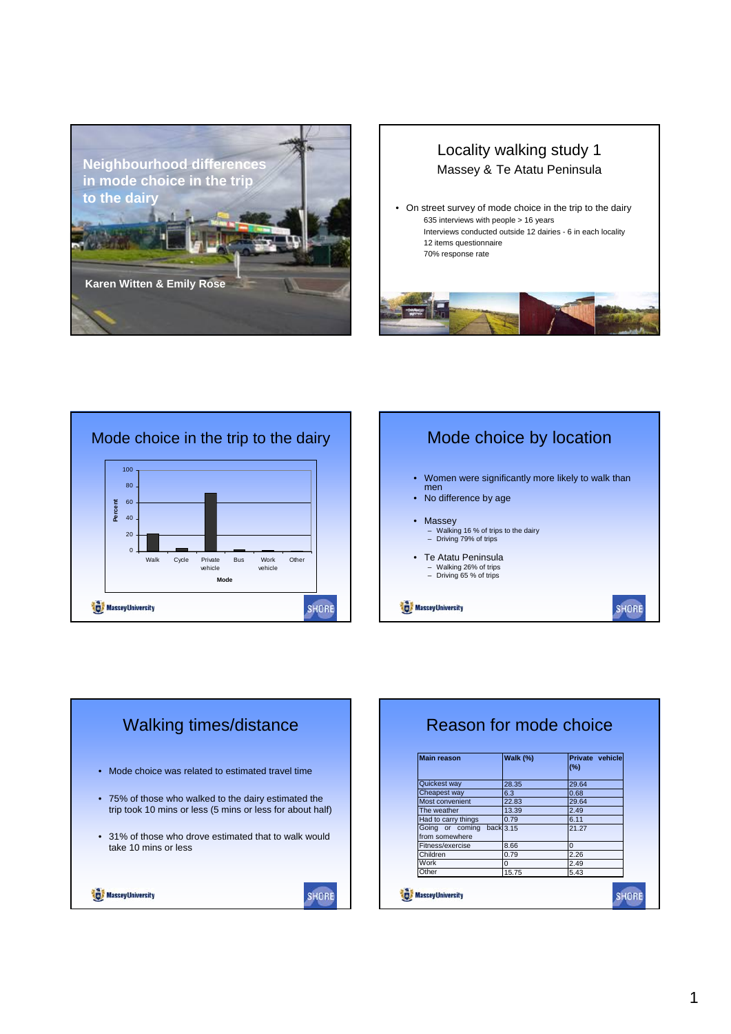# Neighbourhood differences in mode choice in the trip to the dairy

Karen Witten & Emily Rose

## Locality walking study 1

Massey & Te Atatu Peninsula

- On street survey of mode choice in the trip to the dairy
  - 635 interviews with people > 16 years
  - Interviews conducted outside 12 dairies - 6 in each locality
  - 12 items questionnaire
  - 70% response rate

## Mode choice in the trip to the dairy

Percent by Mode: Walk, Cycle, Private vehicle, Bus, Work vehicle, Other

MasseyUniversity SHORE

## Mode choice by location

- Women were significantly more likely to walk than men
- No difference by age
- Massey
  - Walking 16 % of trips to the dairy
  - Driving 79% of trips
- Te Atatu Peninsula
  - Walking 26% of trips
  - Driving 65 % of trips

MasseyUniversity SHORE

## Walking times/distance

- Mode choice was related to estimated travel time
- 75% of those who walked to the dairy estimated the trip took 10 mins or less (5 mins or less for about half)
- 31% of those who drove estimated that to walk would take 10 mins or less

MasseyUniversity SHORE

## Reason for mode choice

| Main reason | Walk (%) | Private vehicle (%) |
| --- | --- | --- |
| Quickest way | 28.35 | 29.64 |
| Cheapest way | 6.3 | 0.68 |
| Most convenient | 22.83 | 29.64 |
| The weather | 13.39 | 2.49 |
| Had to carry things | 0.79 | 6.11 |
| Going or coming back from somewhere | 3.15 | 21.27 |
| Fitness/exercise | 8.66 | 0 |
| Children | 0.79 | 2.26 |
| Work | 0 | 2.49 |
| Other | 15.75 | 5.43 |

MasseyUniversity SHORE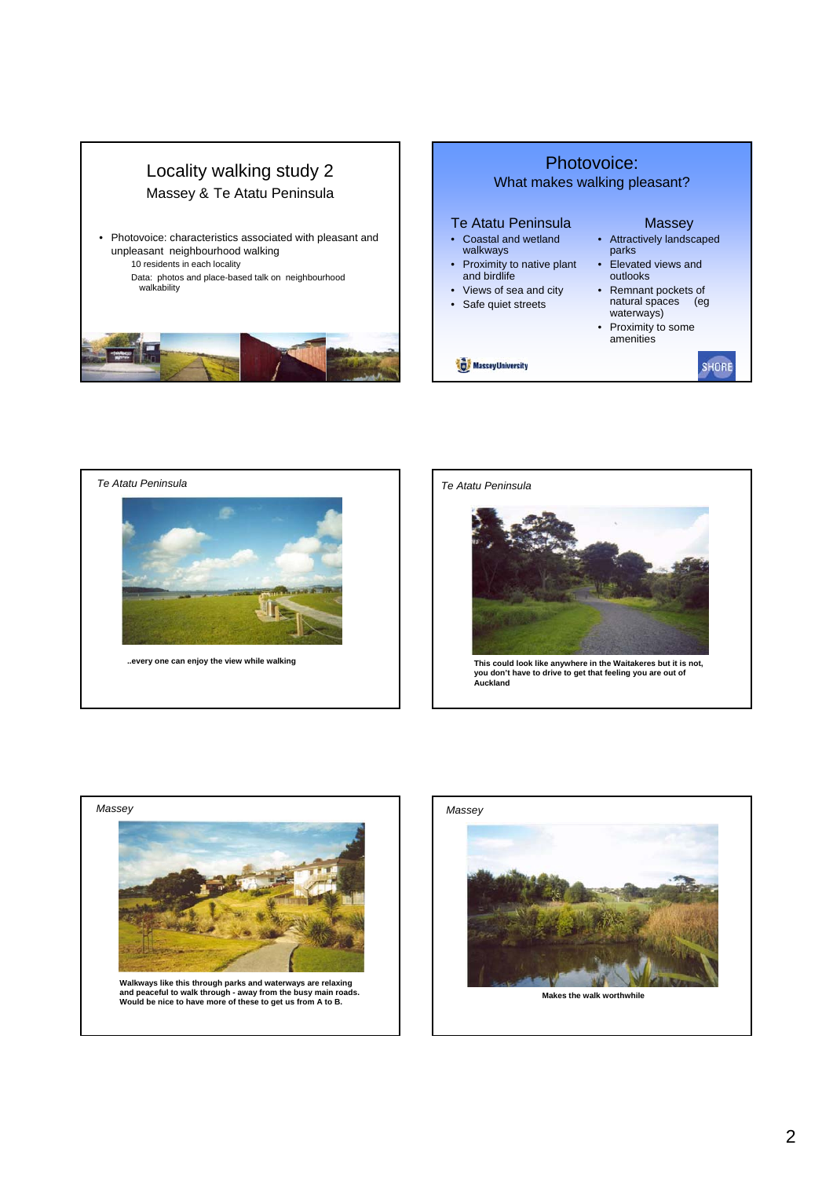## Locality walking study 2

### Massey & Te Atatu Peninsula

- Photovoice: characteristics associated with pleasant and unpleasant neighbourhood walking
  - 10 residents in each locality
  - Data: photos and place-based talk on neighbourhood walkability

## Photovoice:

### What makes walking pleasant?

**Te Atatu Peninsula**

- Coastal and wetland walkways
- Proximity to native plant and birdlife
- Views of sea and city
- Safe quiet streets

**Massey**

- Attractively landscaped parks
- Elevated views and outlooks
- Remnant pockets of natural spaces (eg waterways)
- Proximity to some amenities

MasseyUniversity

SHORE

*Te Atatu Peninsula*

**..every one can enjoy the view while walking**

*Te Atatu Peninsula*

**This could look like anywhere in the Waitakeres but it is not, you don't have to drive to get that feeling you are out of Auckland**

*Massey*

**Walkways like this through parks and waterways are relaxing and peaceful to walk through - away from the busy main roads. Would be nice to have more of these to get us from A to B.**

*Massey*

**Makes the walk worthwhile**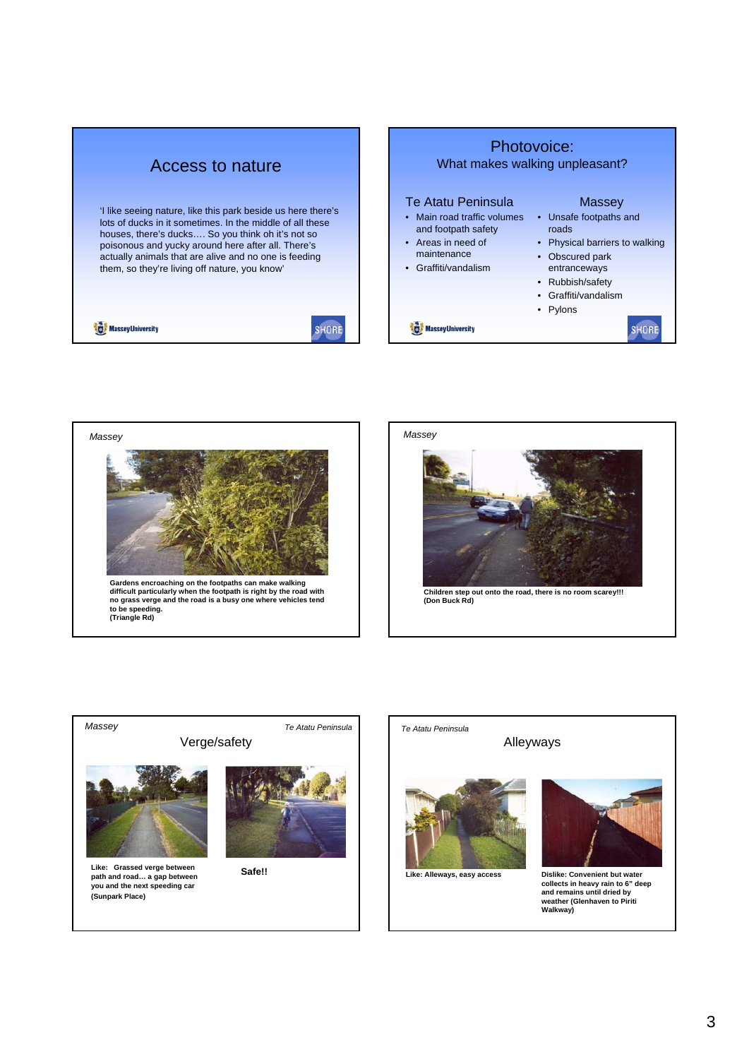## Access to nature

'I like seeing nature, like this park beside us here there's lots of ducks in it sometimes. In the middle of all these houses, there's ducks…. So you think oh it's not so poisonous and yucky around here after all. There's actually animals that are alive and no one is feeding them, so they're living off nature, you know'

MasseyUniversity SHORE

## Photovoice:

What makes walking unpleasant?

### Te Atatu Peninsula

- Main road traffic volumes and footpath safety
- Areas in need of maintenance
- Graffiti/vandalism

### Massey

- Unsafe footpaths and roads
- Physical barriers to walking
- Obscured park entranceways
- Rubbish/safety
- Graffiti/vandalism
- Pylons

MasseyUniversity SHORE

*Massey*

**Gardens encroaching on the footpaths can make walking difficult particularly when the footpath is right by the road with no grass verge and the road is a busy one where vehicles tend to be speeding. (Triangle Rd)**

*Massey*

**Children step out onto the road, there is no room scarey!!! (Don Buck Rd)**

## Verge/safety

*Massey* — *Te Atatu Peninsula*

**Like: Grassed verge between path and road… a gap between you and the next speeding car (Sunpark Place)**

**Safe!!**

## Alleyways

*Te Atatu Peninsula*

**Like: Alleyways, easy access**

**Dislike: Convenient but water collects in heavy rain to 6" deep and remains until dried by weather (Glenhaven to Piriti Walkway)**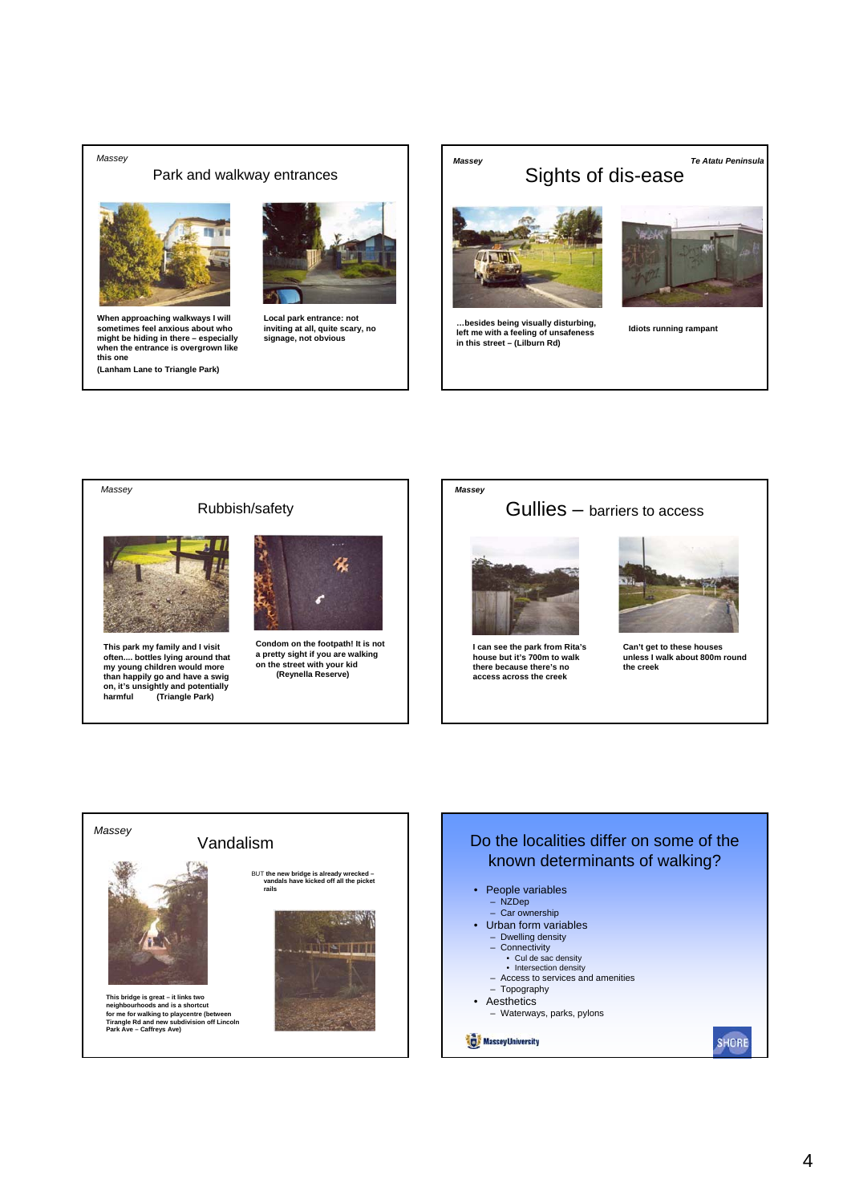*Massey*

## Park and walkway entrances

**When approaching walkways I will sometimes feel anxious about who might be hiding in there – especially when the entrance is overgrown like this one**

**(Lanham Lane to Triangle Park)**

**Local park entrance: not inviting at all, quite scary, no signage, not obvious**

***Massey*** ***Te Atatu Peninsula***

## Sights of dis-ease

**…besides being visually disturbing, left me with a feeling of unsafeness in this street – (Lilburn Rd)**

**Idiots running rampant**

*Massey*

## Rubbish/safety

**This park my family and I visit often…. bottles lying around that my young children would more than happily go and have a swig on, it's unsightly and potentially harmful (Triangle Park)**

**Condom on the footpath! It is not a pretty sight if you are walking on the street with your kid (Reynella Reserve)**

***Massey***

## Gullies – barriers to access

**I can see the park from Rita's house but it's 700m to walk there because there's no access across the creek**

**Can't get to these houses unless I walk about 800m round the creek**

*Massey*

## Vandalism

**This bridge is great – it links two neighbourhoods and is a shortcut for me for walking to playcentre (between Tirangle Rd and new subdivision off Lincoln Park Ave – Caffreys Ave)**

BUT **the new bridge is already wrecked – vandals have kicked off all the picket rails**

## Do the localities differ on some of the known determinants of walking?

- People variables
  - NZDep
  - Car ownership
- Urban form variables
  - Dwelling density
  - Connectivity
    - Cul de sac density
    - Intersection density
  - Access to services and amenities
  - Topography
- Aesthetics
  - Waterways, parks, pylons

Massey University

SHORE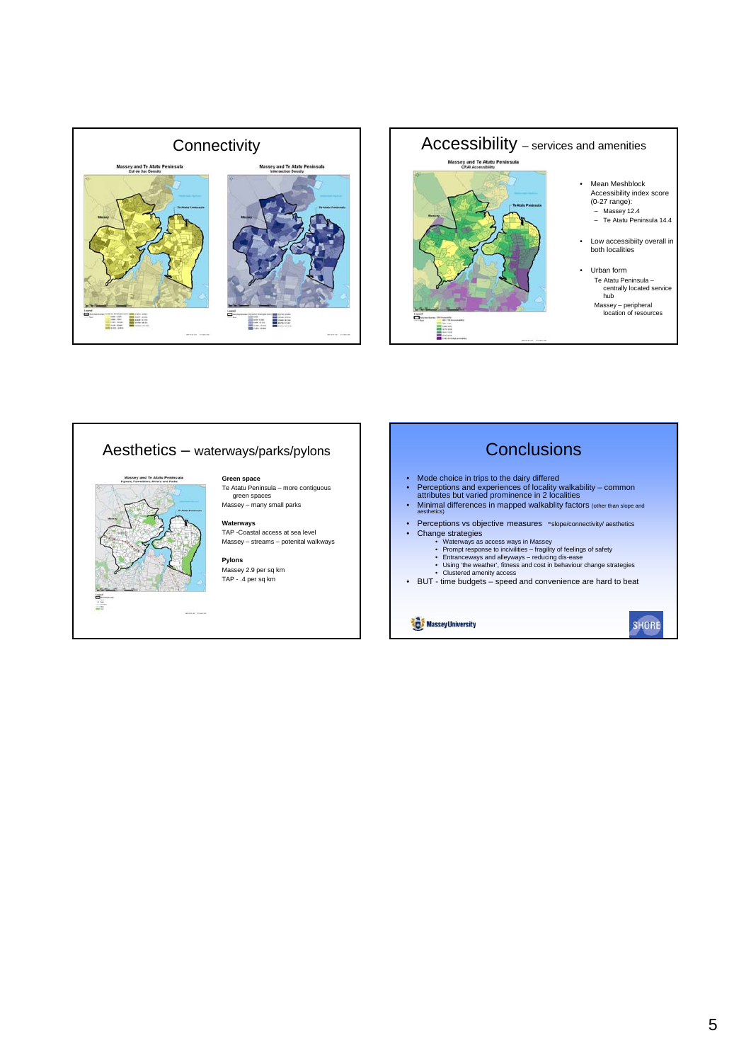## Connectivity

Massey and Te Atatu Peninsula
Cul de Sac Density

Massey and Te Atatu Peninsula
Intersection Density

## Accessibility – services and amenities

Massey and Te Atatu Peninsula
CRAI Accessibility

- Mean Meshblock Accessibility index score (0-27 range):
  - Massey 12.4
  - Te Atatu Peninsula 14.4
- Low accessibility overall in both localities
- Urban form
  - Te Atatu Peninsula – centrally located service hub
  - Massey – peripheral location of resources

## Aesthetics – waterways/parks/pylons

Massey and Te Atatu Peninsula
Pylons, Powerlines, Rivers and Parks

**Green space**

Te Atatu Peninsula – more contiguous green spaces

Massey – many small parks

**Waterways**

TAP -Coastal access at sea level

Massey – streams – potential walkways

**Pylons**

Massey 2.9 per sq km

TAP - .4 per sq km

## Conclusions

- Mode choice in trips to the dairy differed
- Perceptions and experiences of locality walkability – common attributes but varied prominence in 2 localities
- Minimal differences in mapped walkablity factors (other than slope and aesthetics)
- Perceptions vs objective measures -slope/connectivity/ aesthetics
- Change strategies
  - Waterways as access ways in Massey
  - Prompt response to incivilities – fragility of feelings of safety
  - Entranceways and alleyways – reducing dis-ease
  - Using 'the weather', fitness and cost in behaviour change strategies
  - Clustered amenity access
- BUT - time budgets – speed and convenience are hard to beat

Massey University

SHORE